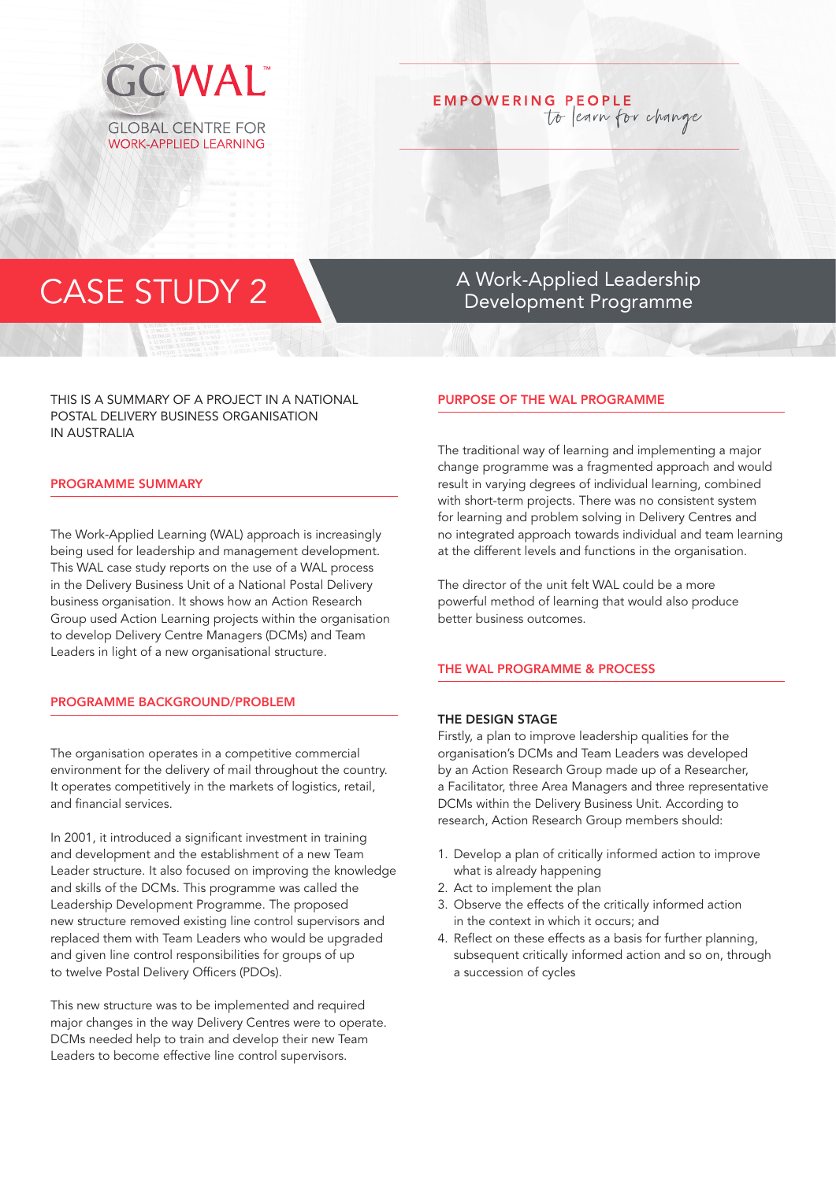GCWAL™

GLOBAL CENTRE FOR WORK-APPLIED LEARNING

EMPOWERING PEOPLE *to learn for change*

# CASE STUDY 2

## A Work-Applied Leadership Development Programme

THIS IS A SUMMARY OF A PROJECT IN A NATIONAL POSTAL DELIVERY BUSINESS ORGANISATION IN AUSTRALIA

## PROGRAMME SUMMARY

The Work-Applied Learning (WAL) approach is increasingly being used for leadership and management development. This WAL case study reports on the use of a WAL process in the Delivery Business Unit of a National Postal Delivery business organisation. It shows how an Action Research Group used Action Learning projects within the organisation to develop Delivery Centre Managers (DCMs) and Team Leaders in light of a new organisational structure.

## PROGRAMME BACKGROUND/PROBLEM

The organisation operates in a competitive commercial environment for the delivery of mail throughout the country. It operates competitively in the markets of logistics, retail, and financial services.

In 2001, it introduced a significant investment in training and development and the establishment of a new Team Leader structure. It also focused on improving the knowledge and skills of the DCMs. This programme was called the Leadership Development Programme. The proposed new structure removed existing line control supervisors and replaced them with Team Leaders who would be upgraded and given line control responsibilities for groups of up to twelve Postal Delivery Officers (PDOs).

This new structure was to be implemented and required major changes in the way Delivery Centres were to operate. DCMs needed help to train and develop their new Team Leaders to become effective line control supervisors.

## PURPOSE OF THE WAL PROGRAMME

The traditional way of learning and implementing a major change programme was a fragmented approach and would result in varying degrees of individual learning, combined with short-term projects. There was no consistent system for learning and problem solving in Delivery Centres and no integrated approach towards individual and team learning at the different levels and functions in the organisation.

The director of the unit felt WAL could be a more powerful method of learning that would also produce better business outcomes.

## THE WAL PROGRAMME & PROCESS

### THE DESIGN STAGE

Firstly, a plan to improve leadership qualities for the organisation's DCMs and Team Leaders was developed by an Action Research Group made up of a Researcher, a Facilitator, three Area Managers and three representative DCMs within the Delivery Business Unit. According to research, Action Research Group members should:

1. Develop a plan of critically informed action to improve what is already happening
2. Act to implement the plan
3. Observe the effects of the critically informed action in the context in which it occurs; and
4. Reflect on these effects as a basis for further planning, subsequent critically informed action and so on, through a succession of cycles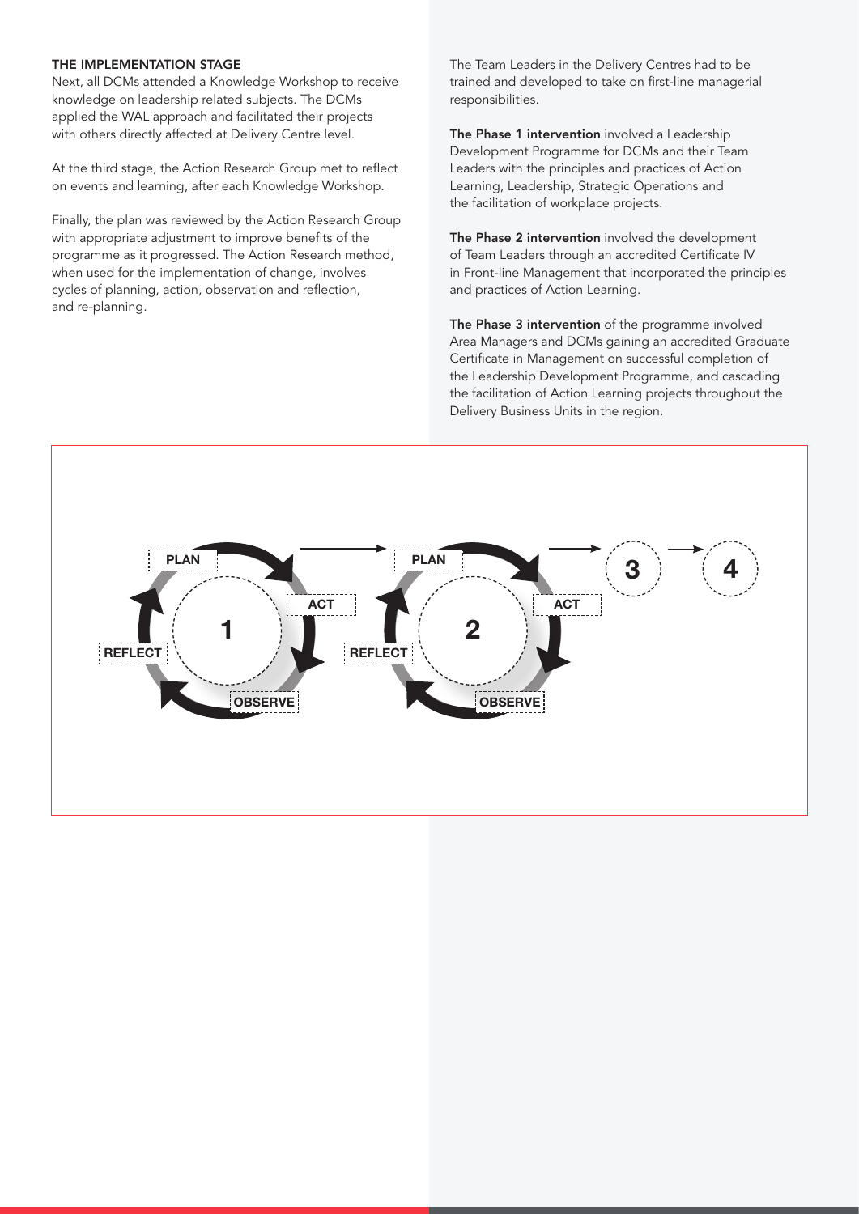### THE IMPLEMENTATION STAGE

Next, all DCMs attended a Knowledge Workshop to receive knowledge on leadership related subjects. The DCMs applied the WAL approach and facilitated their projects with others directly affected at Delivery Centre level.

At the third stage, the Action Research Group met to reflect on events and learning, after each Knowledge Workshop.

Finally, the plan was reviewed by the Action Research Group with appropriate adjustment to improve benefits of the programme as it progressed. The Action Research method, when used for the implementation of change, involves cycles of planning, action, observation and reflection, and re-planning.

The Team Leaders in the Delivery Centres had to be trained and developed to take on first-line managerial responsibilities.

**The Phase 1 intervention** involved a Leadership Development Programme for DCMs and their Team Leaders with the principles and practices of Action Learning, Leadership, Strategic Operations and the facilitation of workplace projects.

**The Phase 2 intervention** involved the development of Team Leaders through an accredited Certificate IV in Front-line Management that incorporated the principles and practices of Action Learning.

**The Phase 3 intervention** of the programme involved Area Managers and DCMs gaining an accredited Graduate Certificate in Management on successful completion of the Leadership Development Programme, and cascading the facilitation of Action Learning projects throughout the Delivery Business Units in the region.

PLAN → ACT → OBSERVE → REFLECT (1) → PLAN → ACT → OBSERVE → REFLECT (2) → 3 → 4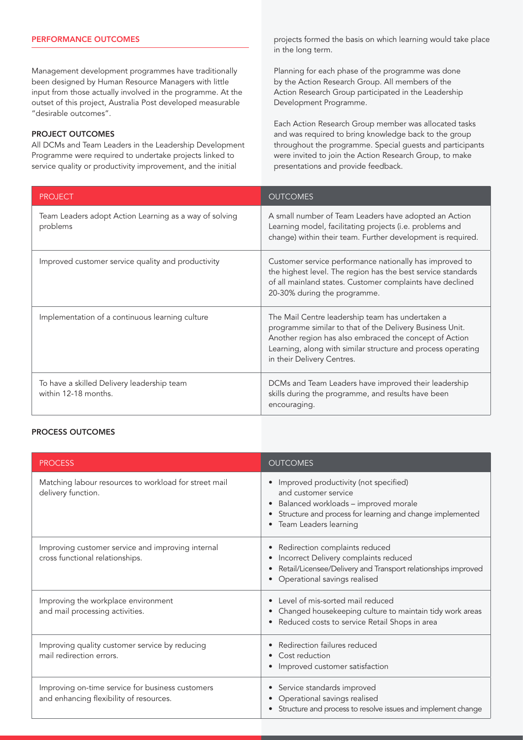## PERFORMANCE OUTCOMES

Management development programmes have traditionally been designed by Human Resource Managers with little input from those actually involved in the programme. At the outset of this project, Australia Post developed measurable "desirable outcomes".

### PROJECT OUTCOMES

All DCMs and Team Leaders in the Leadership Development Programme were required to undertake projects linked to service quality or productivity improvement, and the initial projects formed the basis on which learning would take place in the long term.

Planning for each phase of the programme was done by the Action Research Group. All members of the Action Research Group participated in the Leadership Development Programme.

Each Action Research Group member was allocated tasks and was required to bring knowledge back to the group throughout the programme. Special guests and participants were invited to join the Action Research Group, to make presentations and provide feedback.

| PROJECT | OUTCOMES |
| --- | --- |
| Team Leaders adopt Action Learning as a way of solving problems | A small number of Team Leaders have adopted an Action Learning model, facilitating projects (i.e. problems and change) within their team. Further development is required. |
| Improved customer service quality and productivity | Customer service performance nationally has improved to the highest level. The region has the best service standards of all mainland states. Customer complaints have declined 20-30% during the programme. |
| Implementation of a continuous learning culture | The Mail Centre leadership team has undertaken a programme similar to that of the Delivery Business Unit. Another region has also embraced the concept of Action Learning, along with similar structure and process operating in their Delivery Centres. |
| To have a skilled Delivery leadership team within 12-18 months. | DCMs and Team Leaders have improved their leadership skills during the programme, and results have been encouraging. |

### PROCESS OUTCOMES

| PROCESS | OUTCOMES |
| --- | --- |
| Matching labour resources to workload for street mail delivery function. | • Improved productivity (not specified) and customer service<br>• Balanced workloads – improved morale<br>• Structure and process for learning and change implemented<br>• Team Leaders learning |
| Improving customer service and improving internal cross functional relationships. | • Redirection complaints reduced<br>• Incorrect Delivery complaints reduced<br>• Retail/Licensee/Delivery and Transport relationships improved<br>• Operational savings realised |
| Improving the workplace environment and mail processing activities. | • Level of mis-sorted mail reduced<br>• Changed housekeeping culture to maintain tidy work areas<br>• Reduced costs to service Retail Shops in area |
| Improving quality customer service by reducing mail redirection errors. | • Redirection failures reduced<br>• Cost reduction<br>• Improved customer satisfaction |
| Improving on-time service for business customers and enhancing flexibility of resources. | • Service standards improved<br>• Operational savings realised<br>• Structure and process to resolve issues and implement change |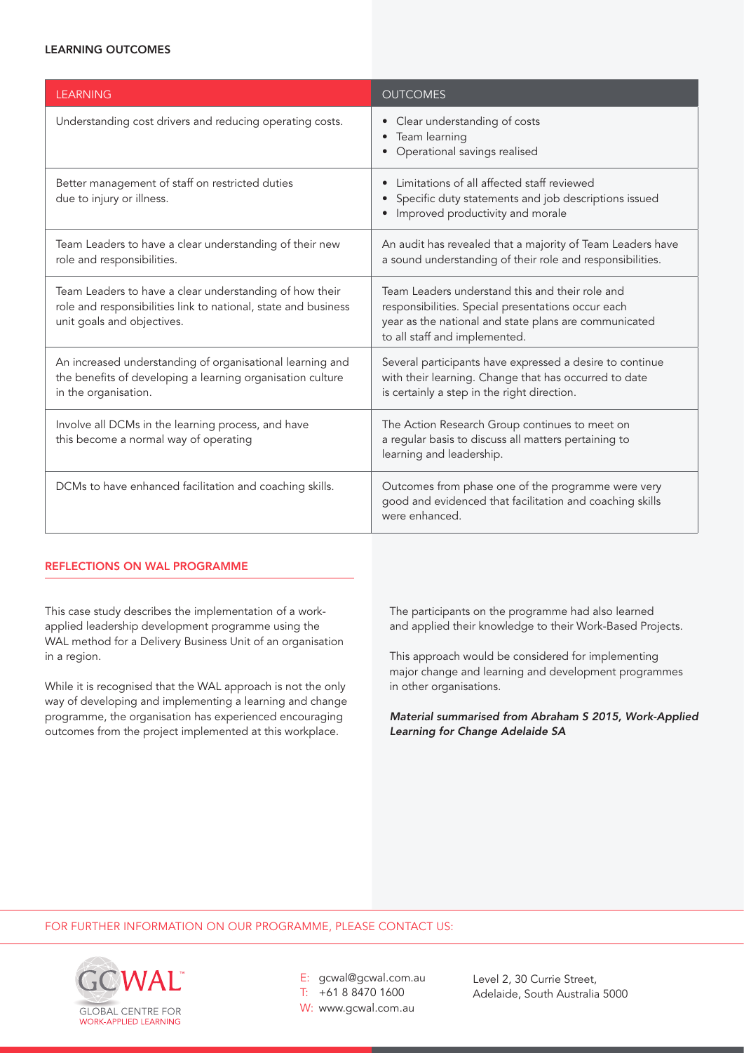### LEARNING OUTCOMES

| LEARNING | OUTCOMES |
|---|---|
| Understanding cost drivers and reducing operating costs. | • Clear understanding of costs<br>• Team learning<br>• Operational savings realised |
| Better management of staff on restricted duties due to injury or illness. | • Limitations of all affected staff reviewed<br>• Specific duty statements and job descriptions issued<br>• Improved productivity and morale |
| Team Leaders to have a clear understanding of their new role and responsibilities. | An audit has revealed that a majority of Team Leaders have a sound understanding of their role and responsibilities. |
| Team Leaders to have a clear understanding of how their role and responsibilities link to national, state and business unit goals and objectives. | Team Leaders understand this and their role and responsibilities. Special presentations occur each year as the national and state plans are communicated to all staff and implemented. |
| An increased understanding of organisational learning and the benefits of developing a learning organisation culture in the organisation. | Several participants have expressed a desire to continue with their learning. Change that has occurred to date is certainly a step in the right direction. |
| Involve all DCMs in the learning process, and have this become a normal way of operating | The Action Research Group continues to meet on a regular basis to discuss all matters pertaining to learning and leadership. |
| DCMs to have enhanced facilitation and coaching skills. | Outcomes from phase one of the programme were very good and evidenced that facilitation and coaching skills were enhanced. |

### REFLECTIONS ON WAL PROGRAMME

This case study describes the implementation of a work-applied leadership development programme using the WAL method for a Delivery Business Unit of an organisation in a region.

While it is recognised that the WAL approach is not the only way of developing and implementing a learning and change programme, the organisation has experienced encouraging outcomes from the project implemented at this workplace.

The participants on the programme had also learned and applied their knowledge to their Work-Based Projects.

This approach would be considered for implementing major change and learning and development programmes in other organisations.

***Material summarised from Abraham S 2015, Work-Applied Learning for Change Adelaide SA***

FOR FURTHER INFORMATION ON OUR PROGRAMME, PLEASE CONTACT US:

GCWAL™
GLOBAL CENTRE FOR WORK-APPLIED LEARNING

E: gcwal@gcwal.com.au
T: +61 8 8470 1600
W: www.gcwal.com.au

Level 2, 30 Currie Street,
Adelaide, South Australia 5000